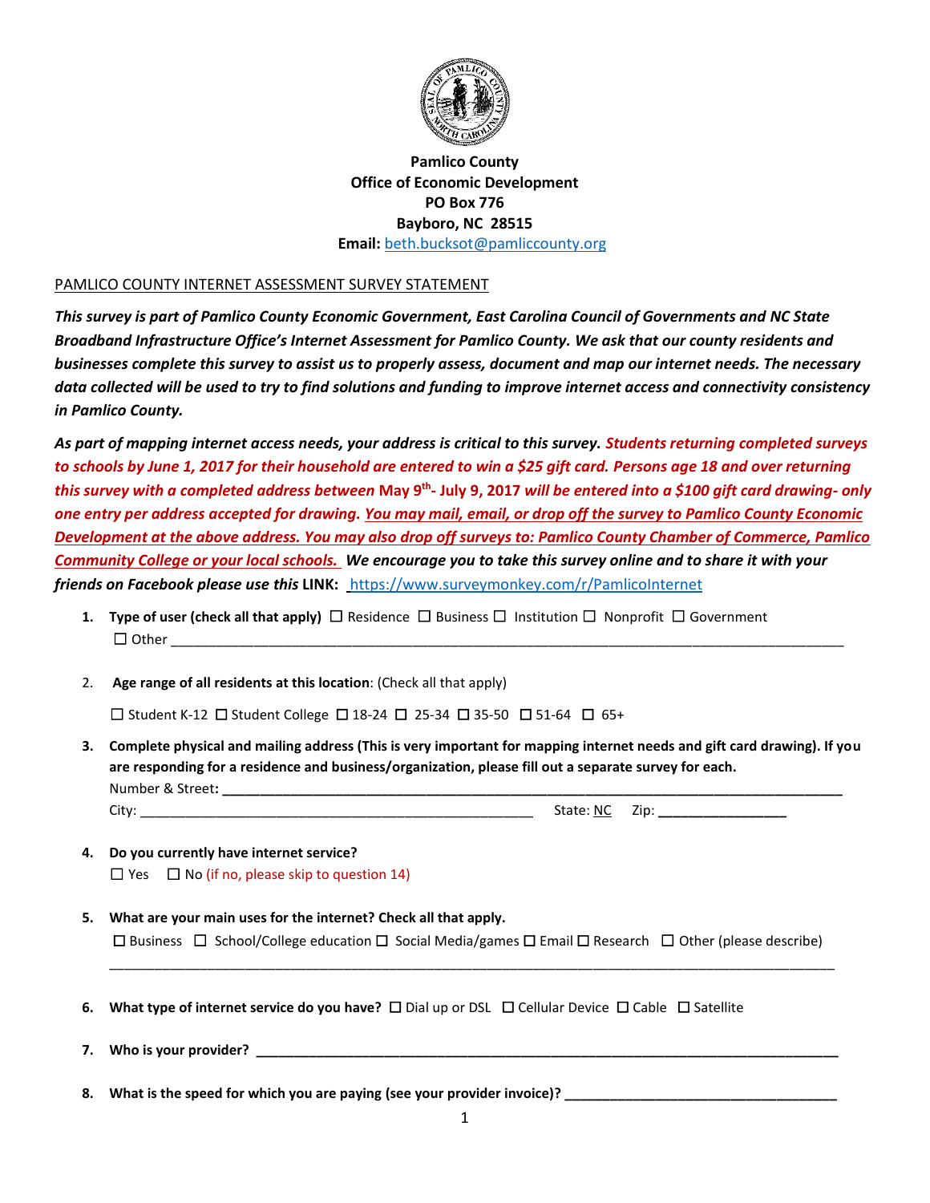**Pamlico County**
**Office of Economic Development**
**PO Box 776**
**Bayboro, NC 28515**
**Email:** beth.bucksot@pamliccounty.org

PAMLICO COUNTY INTERNET ASSESSMENT SURVEY STATEMENT

***This survey is part of Pamlico County Economic Government, East Carolina Council of Governments and NC State Broadband Infrastructure Office's Internet Assessment for Pamlico County. We ask that our county residents and businesses complete this survey to assist us to properly assess, document and map our internet needs. The necessary data collected will be used to try to find solutions and funding to improve internet access and connectivity consistency in Pamlico County.***

***As part of mapping internet access needs, your address is critical to this survey. Students returning completed surveys to schools by June 1, 2017 for their household are entered to win a $25 gift card. Persons age 18 and over returning this survey with a completed address between May 9th- July 9, 2017 will be entered into a $100 gift card drawing- only one entry per address accepted for drawing. You may mail, email, or drop off the survey to Pamlico County Economic Development at the above address. You may also drop off surveys to: Pamlico County Chamber of Commerce, Pamlico Community College or your local schools. We encourage you to take this survey online and to share it with your friends on Facebook please use this LINK:*** https://www.surveymonkey.com/r/PamlicoInternet

1. **Type of user (check all that apply)** ☐ Residence ☐ Business ☐ Institution ☐ Nonprofit ☐ Government
   ☐ Other ______________________________________________________________

2. **Age range of all residents at this location**: (Check all that apply)

   ☐ Student K-12 ☐ Student College ☐ 18-24 ☐ 25-34 ☐ 35-50 ☐ 51-64 ☐ 65+

3. **Complete physical and mailing address (This is very important for mapping internet needs and gift card drawing). If you are responding for a residence and business/organization, please fill out a separate survey for each.**
   Number & Street: ______________________________________________________________
   City: ________________________________________ State: NC Zip: ______________

4. **Do you currently have internet service?**
   ☐ Yes ☐ No (if no, please skip to question 14)

5. **What are your main uses for the internet? Check all that apply.**
   ☐ Business ☐ School/College education ☐ Social Media/games ☐ Email ☐ Research ☐ Other (please describe)
   ______________________________________________________________

6. **What type of internet service do you have?** ☐ Dial up or DSL ☐ Cellular Device ☐ Cable ☐ Satellite

7. **Who is your provider?** ______________________________________________________________

8. **What is the speed for which you are paying (see your provider invoice)?** ______________________________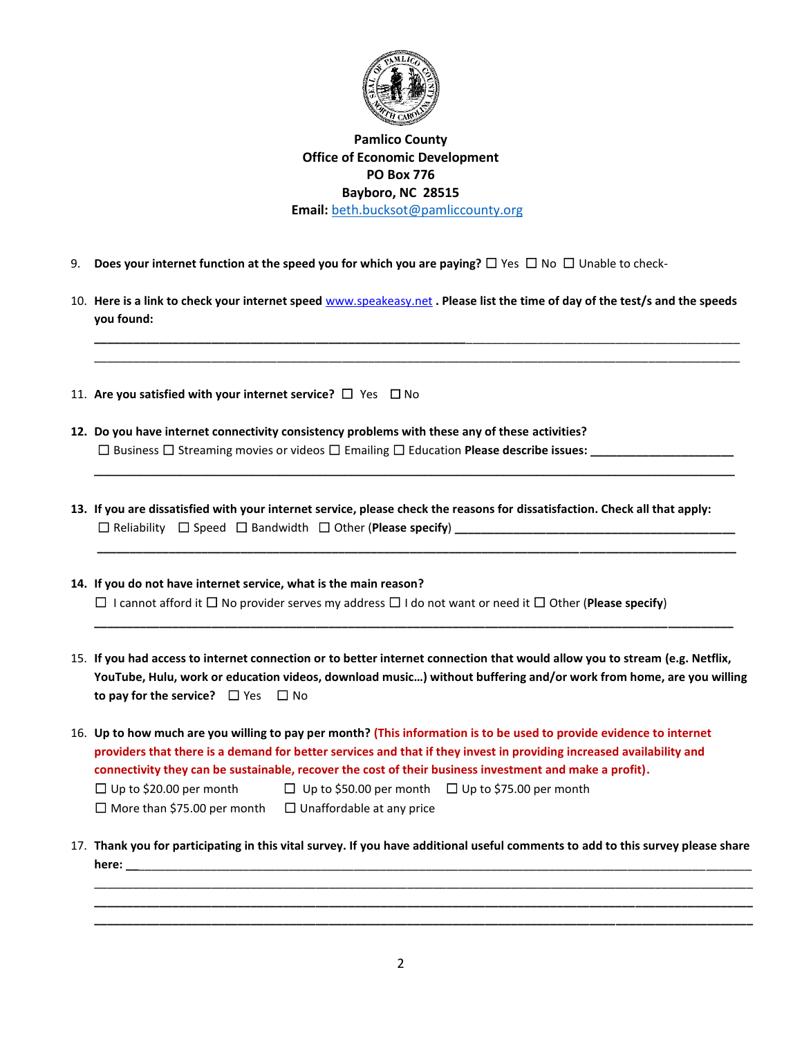**Pamlico County**
**Office of Economic Development**
**PO Box 776**
**Bayboro, NC 28515**
**Email:** beth.bucksot@pamliccounty.org

9. **Does your internet function at the speed for which you are paying?** ☐ Yes ☐ No ☐ Unable to check-

10. **Here is a link to check your internet speed** www.speakeasy.net **. Please list the time of day of the test/s and the speeds you found:**

    ________________________________________________________________________________________________
    ________________________________________________________________________________________________

11. **Are you satisfied with your internet service?** ☐ Yes ☐ No

12. **Do you have internet connectivity consistency problems with these any of these activities?**
    ☐ Business ☐ Streaming movies or videos ☐ Emailing ☐ Education **Please describe issues:** ______________________
    ________________________________________________________________________________________________

13. **If you are dissatisfied with your internet service, please check the reasons for dissatisfaction. Check all that apply:**
    ☐ Reliability ☐ Speed ☐ Bandwidth ☐ Other (**Please specify**) ____________________________________________
    ________________________________________________________________________________________________

14. **If you do not have internet service, what is the main reason?**
    ☐ I cannot afford it ☐ No provider serves my address ☐ I do not want or need it ☐ Other (**Please specify**)
    ________________________________________________________________________________________________

15. **If you had access to internet connection or to better internet connection that would allow you to stream (e.g. Netflix, YouTube, Hulu, work or education videos, download music…) without buffering and/or work from home, are you willing to pay for the service?** ☐ Yes ☐ No

16. **Up to how much are you willing to pay per month? (This information is to be used to provide evidence to internet providers that there is a demand for better services and that if they invest in providing increased availability and connectivity they can be sustainable, recover the cost of their business investment and make a profit).**
    ☐ Up to $20.00 per month ☐ Up to $50.00 per month ☐ Up to $75.00 per month
    ☐ More than $75.00 per month ☐ Unaffordable at any price

17. **Thank you for participating in this vital survey. If you have additional useful comments to add to this survey please share here:** ________________________________________________________________________________
    ________________________________________________________________________________________________
    ________________________________________________________________________________________________
    ________________________________________________________________________________________________